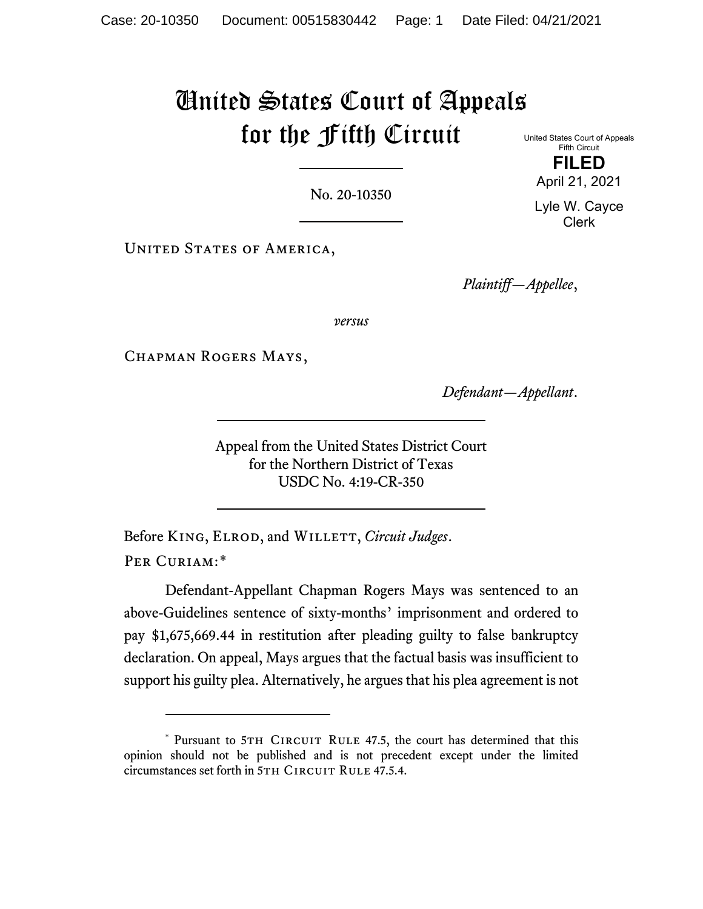# United States Court of Appeals for the Fifth Circuit

United States Court of Appeals
Fifth Circuit

**FILED**

April 21, 2021

Lyle W. Cayce
Clerk

No. 20-10350

United States of America,

*Plaintiff—Appellee*,

*versus*

Chapman Rogers Mays,

*Defendant—Appellant*.

Appeal from the United States District Court
for the Northern District of Texas
USDC No. 4:19-CR-350

Before King, Elrod, and Willett, *Circuit Judges*.

Per Curiam:*

Defendant-Appellant Chapman Rogers Mays was sentenced to an above-Guidelines sentence of sixty-months' imprisonment and ordered to pay $1,675,669.44 in restitution after pleading guilty to false bankruptcy declaration. On appeal, Mays argues that the factual basis was insufficient to support his guilty plea. Alternatively, he argues that his plea agreement is not

---

* Pursuant to 5th Circuit Rule 47.5, the court has determined that this opinion should not be published and is not precedent except under the limited circumstances set forth in 5th Circuit Rule 47.5.4.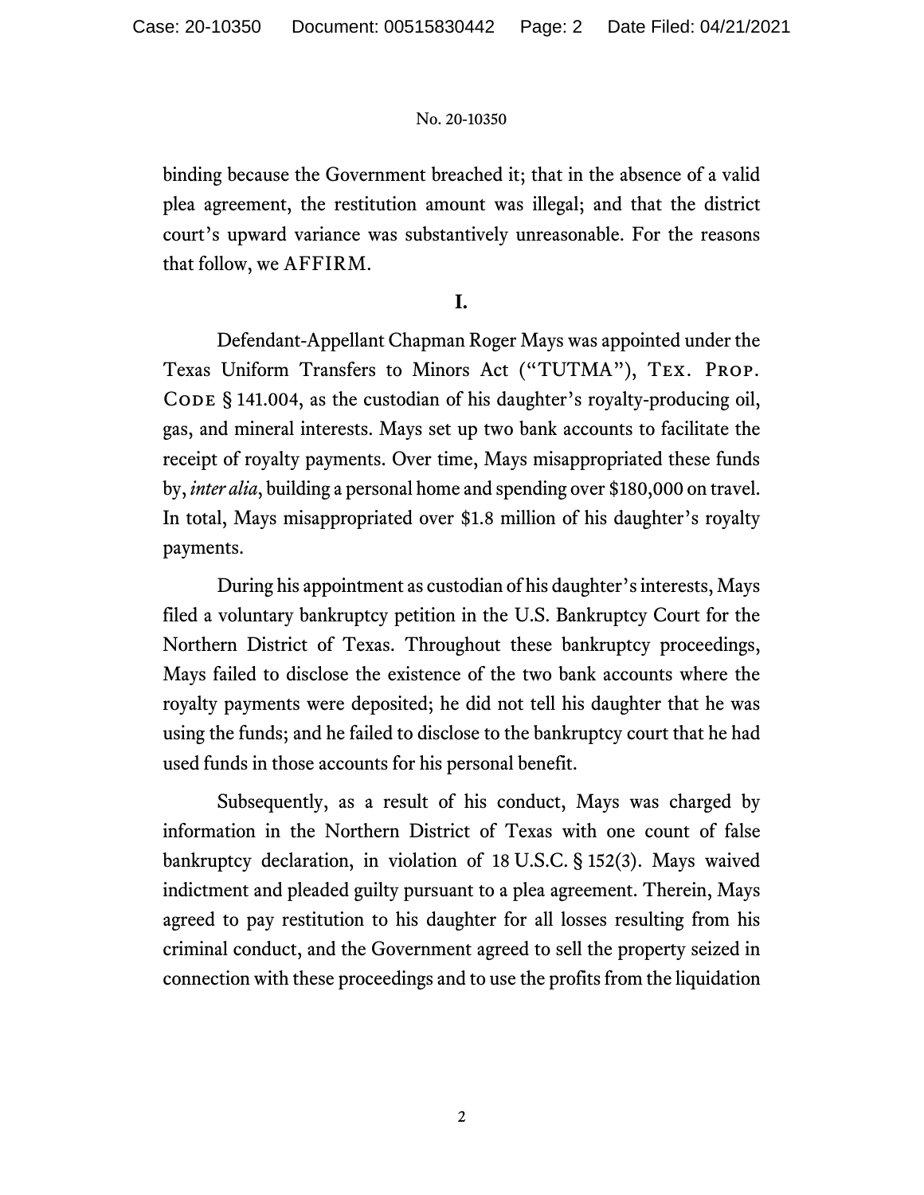binding because the Government breached it; that in the absence of a valid plea agreement, the restitution amount was illegal; and that the district court's upward variance was substantively unreasonable. For the reasons that follow, we AFFIRM.

**I.**

Defendant-Appellant Chapman Roger Mays was appointed under the Texas Uniform Transfers to Minors Act ("TUTMA"), Tex. Prop. Code § 141.004, as the custodian of his daughter's royalty-producing oil, gas, and mineral interests. Mays set up two bank accounts to facilitate the receipt of royalty payments. Over time, Mays misappropriated these funds by, *inter alia*, building a personal home and spending over $180,000 on travel. In total, Mays misappropriated over $1.8 million of his daughter's royalty payments.

During his appointment as custodian of his daughter's interests, Mays filed a voluntary bankruptcy petition in the U.S. Bankruptcy Court for the Northern District of Texas. Throughout these bankruptcy proceedings, Mays failed to disclose the existence of the two bank accounts where the royalty payments were deposited; he did not tell his daughter that he was using the funds; and he failed to disclose to the bankruptcy court that he had used funds in those accounts for his personal benefit.

Subsequently, as a result of his conduct, Mays was charged by information in the Northern District of Texas with one count of false bankruptcy declaration, in violation of 18 U.S.C. § 152(3). Mays waived indictment and pleaded guilty pursuant to a plea agreement. Therein, Mays agreed to pay restitution to his daughter for all losses resulting from his criminal conduct, and the Government agreed to sell the property seized in connection with these proceedings and to use the profits from the liquidation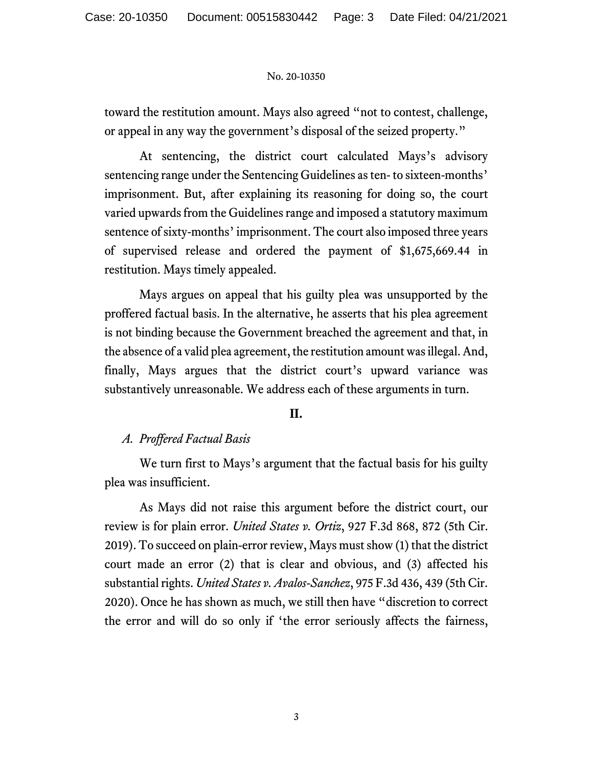toward the restitution amount. Mays also agreed "not to contest, challenge, or appeal in any way the government's disposal of the seized property."

At sentencing, the district court calculated Mays's advisory sentencing range under the Sentencing Guidelines as ten- to sixteen-months' imprisonment. But, after explaining its reasoning for doing so, the court varied upwards from the Guidelines range and imposed a statutory maximum sentence of sixty-months' imprisonment. The court also imposed three years of supervised release and ordered the payment of $1,675,669.44 in restitution. Mays timely appealed.

Mays argues on appeal that his guilty plea was unsupported by the proffered factual basis. In the alternative, he asserts that his plea agreement is not binding because the Government breached the agreement and that, in the absence of a valid plea agreement, the restitution amount was illegal. And, finally, Mays argues that the district court's upward variance was substantively unreasonable. We address each of these arguments in turn.

## II.

### A. *Proffered Factual Basis*

We turn first to Mays's argument that the factual basis for his guilty plea was insufficient.

As Mays did not raise this argument before the district court, our review is for plain error. *United States v. Ortiz*, 927 F.3d 868, 872 (5th Cir. 2019). To succeed on plain-error review, Mays must show (1) that the district court made an error (2) that is clear and obvious, and (3) affected his substantial rights. *United States v. Avalos-Sanchez*, 975 F.3d 436, 439 (5th Cir. 2020). Once he has shown as much, we still then have "discretion to correct the error and will do so only if 'the error seriously affects the fairness,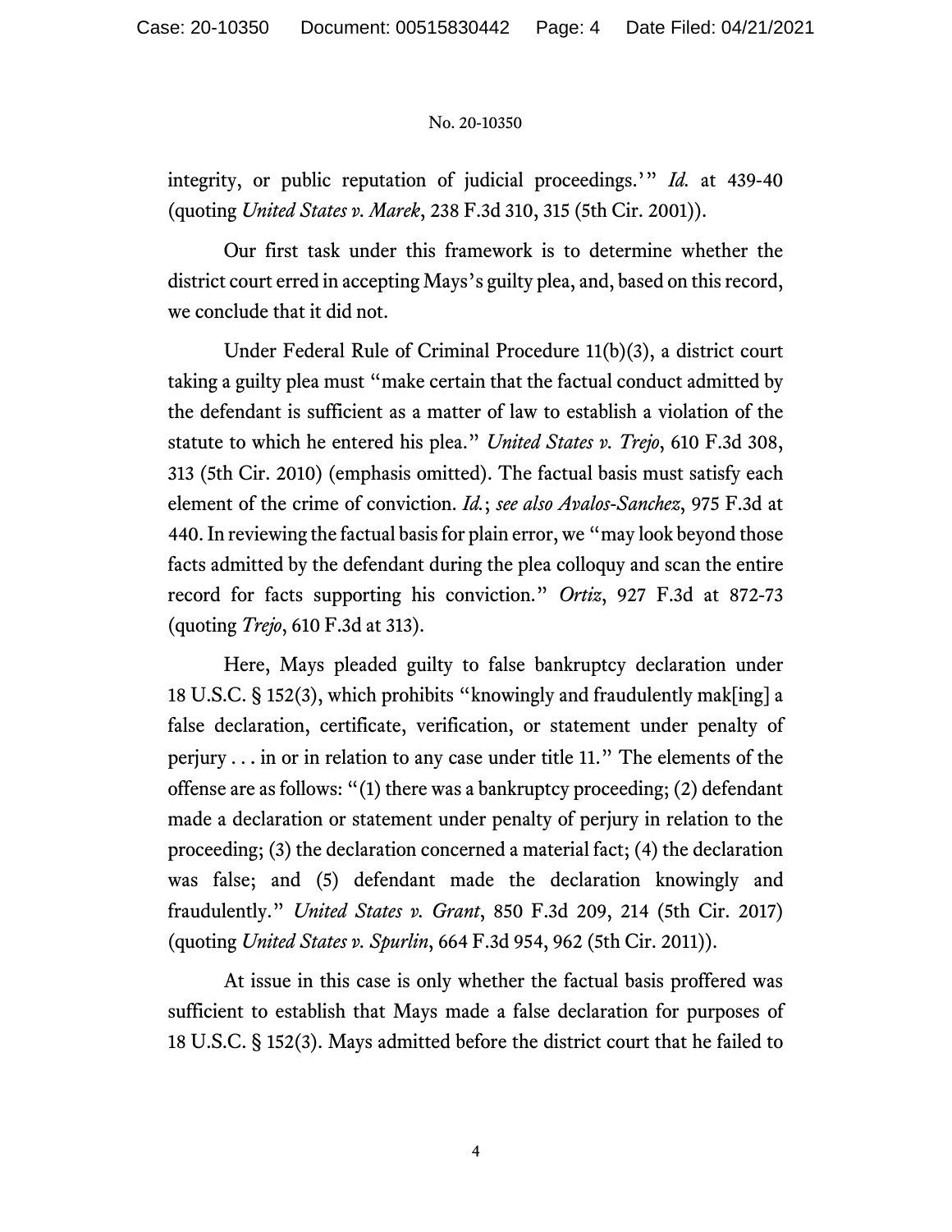integrity, or public reputation of judicial proceedings.'" *Id.* at 439-40 (quoting *United States v. Marek*, 238 F.3d 310, 315 (5th Cir. 2001)).

Our first task under this framework is to determine whether the district court erred in accepting Mays's guilty plea, and, based on this record, we conclude that it did not.

Under Federal Rule of Criminal Procedure 11(b)(3), a district court taking a guilty plea must "make certain that the factual conduct admitted by the defendant is sufficient as a matter of law to establish a violation of the statute to which he entered his plea." *United States v. Trejo*, 610 F.3d 308, 313 (5th Cir. 2010) (emphasis omitted). The factual basis must satisfy each element of the crime of conviction. *Id.*; *see also Avalos-Sanchez*, 975 F.3d at 440. In reviewing the factual basis for plain error, we "may look beyond those facts admitted by the defendant during the plea colloquy and scan the entire record for facts supporting his conviction." *Ortiz*, 927 F.3d at 872-73 (quoting *Trejo*, 610 F.3d at 313).

Here, Mays pleaded guilty to false bankruptcy declaration under 18 U.S.C. § 152(3), which prohibits "knowingly and fraudulently mak[ing] a false declaration, certificate, verification, or statement under penalty of perjury . . . in or in relation to any case under title 11." The elements of the offense are as follows: "(1) there was a bankruptcy proceeding; (2) defendant made a declaration or statement under penalty of perjury in relation to the proceeding; (3) the declaration concerned a material fact; (4) the declaration was false; and (5) defendant made the declaration knowingly and fraudulently." *United States v. Grant*, 850 F.3d 209, 214 (5th Cir. 2017) (quoting *United States v. Spurlin*, 664 F.3d 954, 962 (5th Cir. 2011)).

At issue in this case is only whether the factual basis proffered was sufficient to establish that Mays made a false declaration for purposes of 18 U.S.C. § 152(3). Mays admitted before the district court that he failed to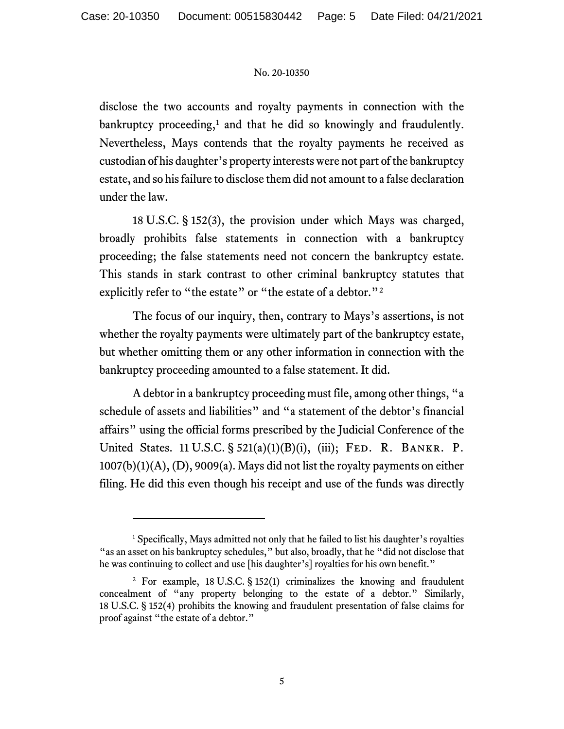disclose the two accounts and royalty payments in connection with the bankruptcy proceeding,[1] and that he did so knowingly and fraudulently. Nevertheless, Mays contends that the royalty payments he received as custodian of his daughter's property interests were not part of the bankruptcy estate, and so his failure to disclose them did not amount to a false declaration under the law.

18 U.S.C. § 152(3), the provision under which Mays was charged, broadly prohibits false statements in connection with a bankruptcy proceeding; the false statements need not concern the bankruptcy estate. This stands in stark contrast to other criminal bankruptcy statutes that explicitly refer to "the estate" or "the estate of a debtor."[2]

The focus of our inquiry, then, contrary to Mays's assertions, is not whether the royalty payments were ultimately part of the bankruptcy estate, but whether omitting them or any other information in connection with the bankruptcy proceeding amounted to a false statement. It did.

A debtor in a bankruptcy proceeding must file, among other things, "a schedule of assets and liabilities" and "a statement of the debtor's financial affairs" using the official forms prescribed by the Judicial Conference of the United States. 11 U.S.C. § 521(a)(1)(B)(i), (iii); Fed. R. Bankr. P. 1007(b)(1)(A), (D), 9009(a). Mays did not list the royalty payments on either filing. He did this even though his receipt and use of the funds was directly

---

[1] Specifically, Mays admitted not only that he failed to list his daughter's royalties "as an asset on his bankruptcy schedules," but also, broadly, that he "did not disclose that he was continuing to collect and use [his daughter's] royalties for his own benefit."

[2] For example, 18 U.S.C. § 152(1) criminalizes the knowing and fraudulent concealment of "any property belonging to the estate of a debtor." Similarly, 18 U.S.C. § 152(4) prohibits the knowing and fraudulent presentation of false claims for proof against "the estate of a debtor."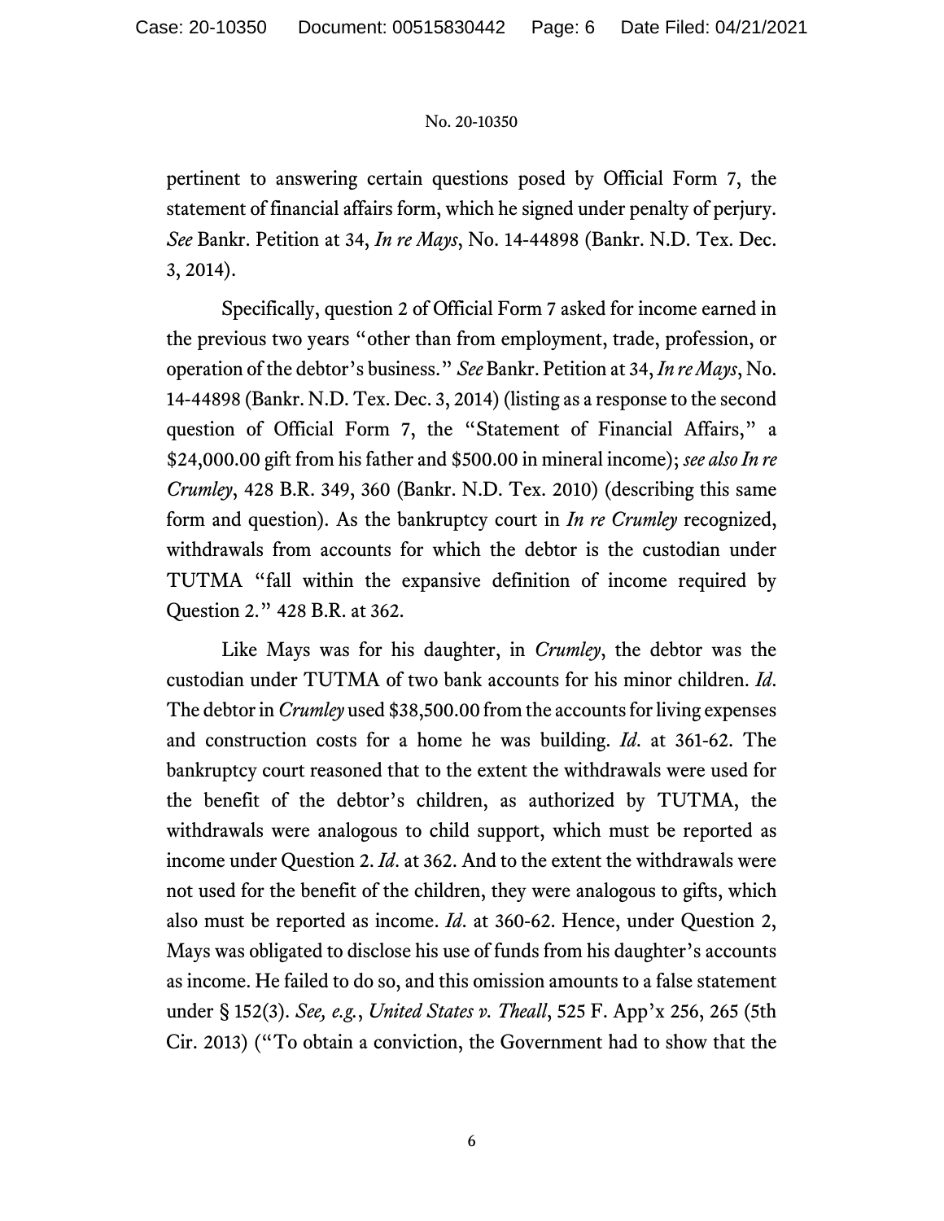pertinent to answering certain questions posed by Official Form 7, the statement of financial affairs form, which he signed under penalty of perjury. *See* Bankr. Petition at 34, *In re Mays*, No. 14-44898 (Bankr. N.D. Tex. Dec. 3, 2014).

Specifically, question 2 of Official Form 7 asked for income earned in the previous two years "other than from employment, trade, profession, or operation of the debtor's business." *See* Bankr. Petition at 34, *In re Mays*, No. 14-44898 (Bankr. N.D. Tex. Dec. 3, 2014) (listing as a response to the second question of Official Form 7, the "Statement of Financial Affairs," a $24,000.00 gift from his father and $500.00 in mineral income); *see also In re Crumley*, 428 B.R. 349, 360 (Bankr. N.D. Tex. 2010) (describing this same form and question). As the bankruptcy court in *In re Crumley* recognized, withdrawals from accounts for which the debtor is the custodian under TUTMA "fall within the expansive definition of income required by Question 2." 428 B.R. at 362.

Like Mays was for his daughter, in *Crumley*, the debtor was the custodian under TUTMA of two bank accounts for his minor children. *Id*. The debtor in *Crumley* used $38,500.00 from the accounts for living expenses and construction costs for a home he was building. *Id*. at 361-62. The bankruptcy court reasoned that to the extent the withdrawals were used for the benefit of the debtor's children, as authorized by TUTMA, the withdrawals were analogous to child support, which must be reported as income under Question 2. *Id*. at 362. And to the extent the withdrawals were not used for the benefit of the children, they were analogous to gifts, which also must be reported as income. *Id*. at 360-62. Hence, under Question 2, Mays was obligated to disclose his use of funds from his daughter's accounts as income. He failed to do so, and this omission amounts to a false statement under § 152(3). *See, e.g.*, *United States v. Theall*, 525 F. App'x 256, 265 (5th Cir. 2013) ("To obtain a conviction, the Government had to show that the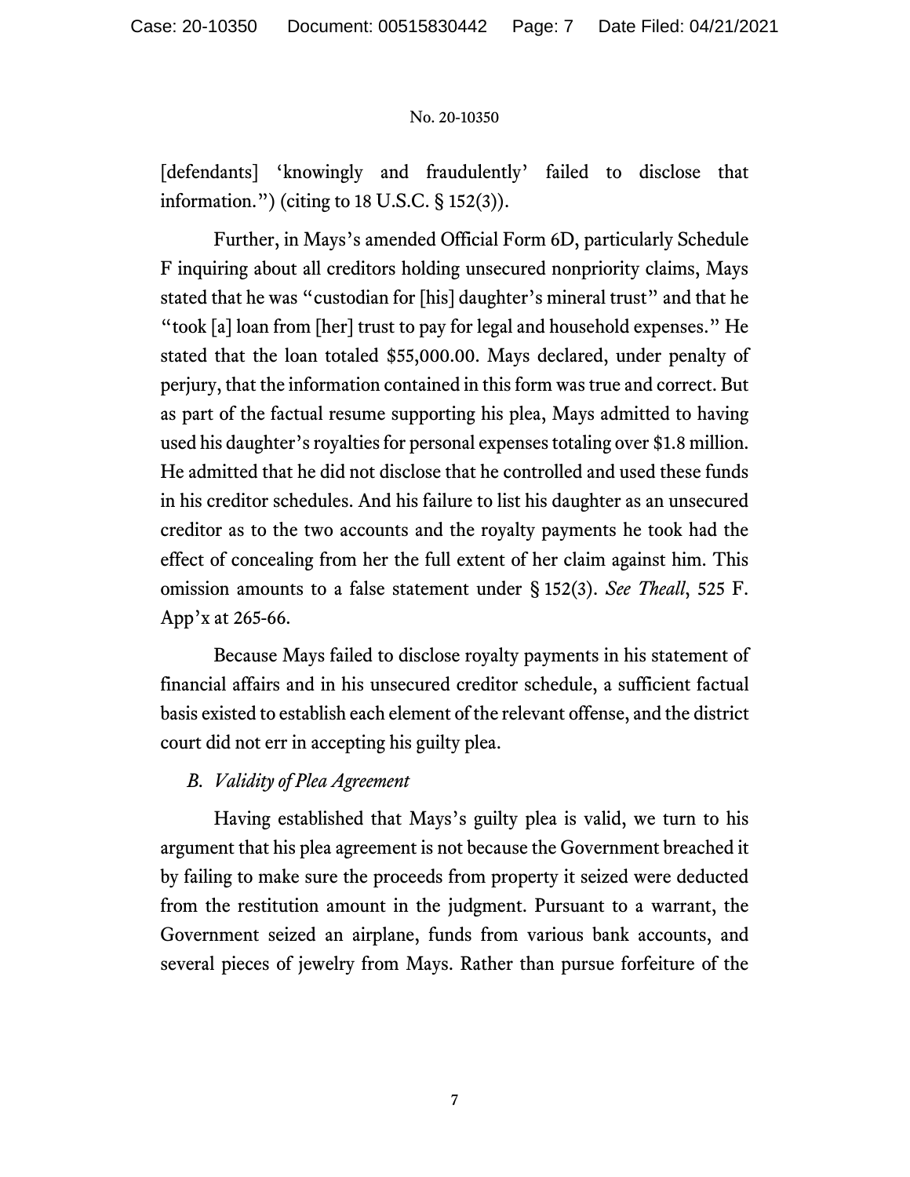[defendants] 'knowingly and fraudulently' failed to disclose that information.") (citing to 18 U.S.C. § 152(3)).

Further, in Mays's amended Official Form 6D, particularly Schedule F inquiring about all creditors holding unsecured nonpriority claims, Mays stated that he was "custodian for [his] daughter's mineral trust" and that he "took [a] loan from [her] trust to pay for legal and household expenses." He stated that the loan totaled $55,000.00. Mays declared, under penalty of perjury, that the information contained in this form was true and correct. But as part of the factual resume supporting his plea, Mays admitted to having used his daughter's royalties for personal expenses totaling over $1.8 million. He admitted that he did not disclose that he controlled and used these funds in his creditor schedules. And his failure to list his daughter as an unsecured creditor as to the two accounts and the royalty payments he took had the effect of concealing from her the full extent of her claim against him. This omission amounts to a false statement under § 152(3). *See Theall*, 525 F. App'x at 265-66.

Because Mays failed to disclose royalty payments in his statement of financial affairs and in his unsecured creditor schedule, a sufficient factual basis existed to establish each element of the relevant offense, and the district court did not err in accepting his guilty plea.

### B. *Validity of Plea Agreement*

Having established that Mays's guilty plea is valid, we turn to his argument that his plea agreement is not because the Government breached it by failing to make sure the proceeds from property it seized were deducted from the restitution amount in the judgment. Pursuant to a warrant, the Government seized an airplane, funds from various bank accounts, and several pieces of jewelry from Mays. Rather than pursue forfeiture of the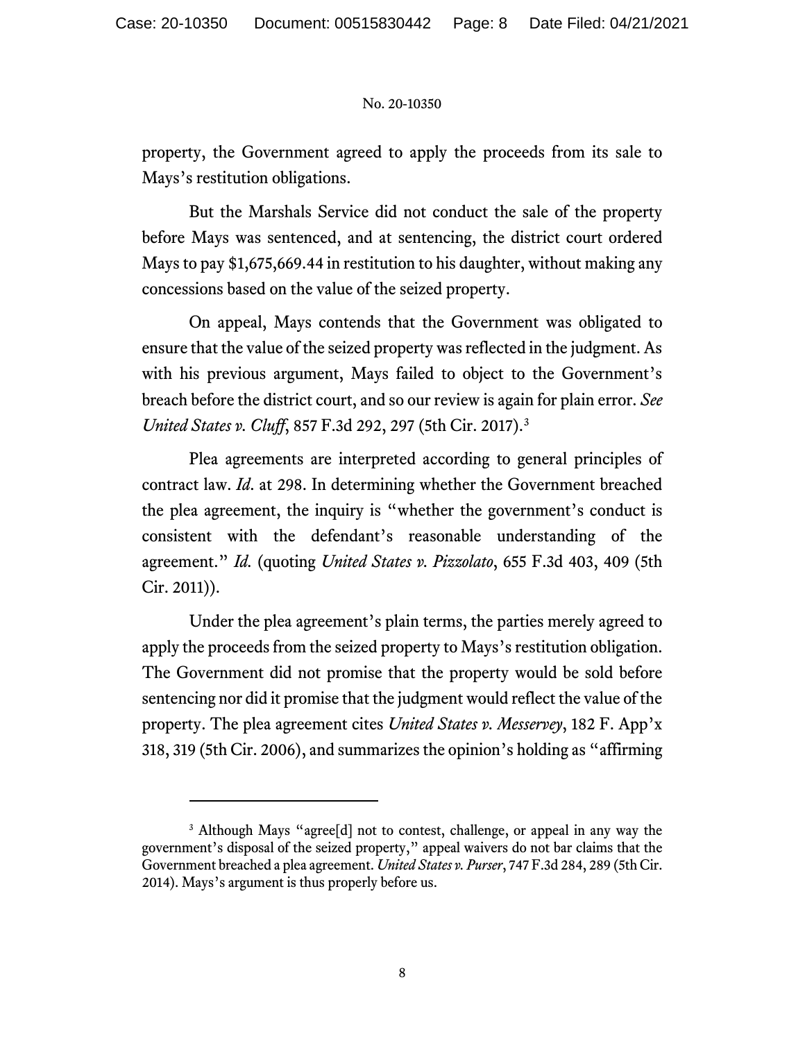property, the Government agreed to apply the proceeds from its sale to Mays's restitution obligations.

But the Marshals Service did not conduct the sale of the property before Mays was sentenced, and at sentencing, the district court ordered Mays to pay $1,675,669.44 in restitution to his daughter, without making any concessions based on the value of the seized property.

On appeal, Mays contends that the Government was obligated to ensure that the value of the seized property was reflected in the judgment. As with his previous argument, Mays failed to object to the Government's breach before the district court, and so our review is again for plain error. *See United States v. Cluff*, 857 F.3d 292, 297 (5th Cir. 2017).[3]

Plea agreements are interpreted according to general principles of contract law. *Id.* at 298. In determining whether the Government breached the plea agreement, the inquiry is "whether the government's conduct is consistent with the defendant's reasonable understanding of the agreement." *Id.* (quoting *United States v. Pizzolato*, 655 F.3d 403, 409 (5th Cir. 2011)).

Under the plea agreement's plain terms, the parties merely agreed to apply the proceeds from the seized property to Mays's restitution obligation. The Government did not promise that the property would be sold before sentencing nor did it promise that the judgment would reflect the value of the property. The plea agreement cites *United States v. Messervey*, 182 F. App'x 318, 319 (5th Cir. 2006), and summarizes the opinion's holding as "affirming

---

[3] Although Mays "agree[d] not to contest, challenge, or appeal in any way the government's disposal of the seized property," appeal waivers do not bar claims that the Government breached a plea agreement. *United States v. Purser*, 747 F.3d 284, 289 (5th Cir. 2014). Mays's argument is thus properly before us.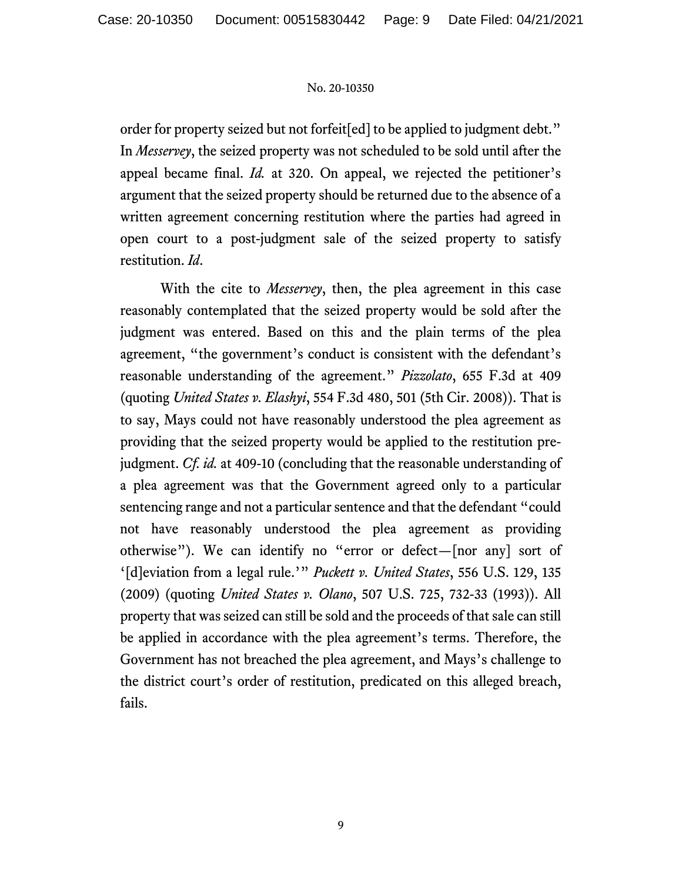order for property seized but not forfeit[ed] to be applied to judgment debt." In *Messervey*, the seized property was not scheduled to be sold until after the appeal became final. *Id.* at 320. On appeal, we rejected the petitioner's argument that the seized property should be returned due to the absence of a written agreement concerning restitution where the parties had agreed in open court to a post-judgment sale of the seized property to satisfy restitution. *Id*.

With the cite to *Messervey*, then, the plea agreement in this case reasonably contemplated that the seized property would be sold after the judgment was entered. Based on this and the plain terms of the plea agreement, "the government's conduct is consistent with the defendant's reasonable understanding of the agreement." *Pizzolato*, 655 F.3d at 409 (quoting *United States v. Elashyi*, 554 F.3d 480, 501 (5th Cir. 2008)). That is to say, Mays could not have reasonably understood the plea agreement as providing that the seized property would be applied to the restitution pre-judgment. *Cf. id.* at 409-10 (concluding that the reasonable understanding of a plea agreement was that the Government agreed only to a particular sentencing range and not a particular sentence and that the defendant "could not have reasonably understood the plea agreement as providing otherwise"). We can identify no "error or defect—[nor any] sort of '[d]eviation from a legal rule.'" *Puckett v. United States*, 556 U.S. 129, 135 (2009) (quoting *United States v. Olano*, 507 U.S. 725, 732-33 (1993)). All property that was seized can still be sold and the proceeds of that sale can still be applied in accordance with the plea agreement's terms. Therefore, the Government has not breached the plea agreement, and Mays's challenge to the district court's order of restitution, predicated on this alleged breach, fails.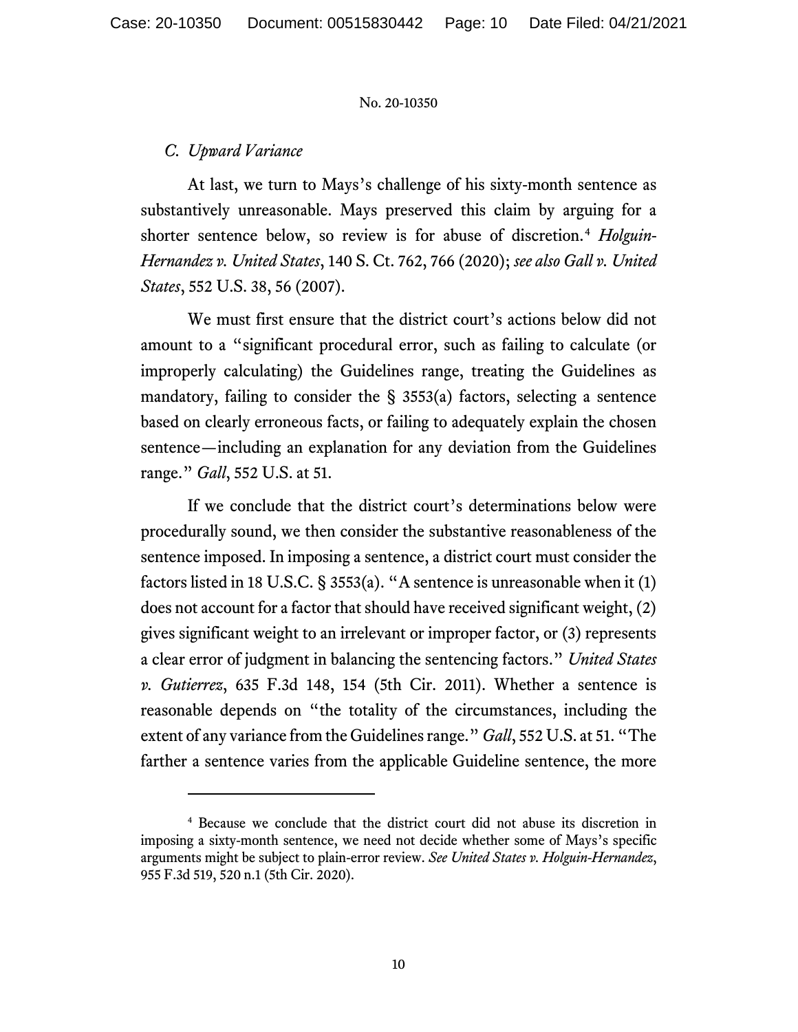### *C. Upward Variance*

At last, we turn to Mays's challenge of his sixty-month sentence as substantively unreasonable. Mays preserved this claim by arguing for a shorter sentence below, so review is for abuse of discretion.[4] *Holguin-Hernandez v. United States*, 140 S. Ct. 762, 766 (2020); *see also Gall v. United States*, 552 U.S. 38, 56 (2007).

We must first ensure that the district court's actions below did not amount to a "significant procedural error, such as failing to calculate (or improperly calculating) the Guidelines range, treating the Guidelines as mandatory, failing to consider the § 3553(a) factors, selecting a sentence based on clearly erroneous facts, or failing to adequately explain the chosen sentence—including an explanation for any deviation from the Guidelines range." *Gall*, 552 U.S. at 51.

If we conclude that the district court's determinations below were procedurally sound, we then consider the substantive reasonableness of the sentence imposed. In imposing a sentence, a district court must consider the factors listed in 18 U.S.C. § 3553(a). "A sentence is unreasonable when it (1) does not account for a factor that should have received significant weight, (2) gives significant weight to an irrelevant or improper factor, or (3) represents a clear error of judgment in balancing the sentencing factors." *United States v. Gutierrez*, 635 F.3d 148, 154 (5th Cir. 2011). Whether a sentence is reasonable depends on "the totality of the circumstances, including the extent of any variance from the Guidelines range." *Gall*, 552 U.S. at 51. "The farther a sentence varies from the applicable Guideline sentence, the more

---

[4] Because we conclude that the district court did not abuse its discretion in imposing a sixty-month sentence, we need not decide whether some of Mays's specific arguments might be subject to plain-error review. *See United States v. Holguin-Hernandez*, 955 F.3d 519, 520 n.1 (5th Cir. 2020).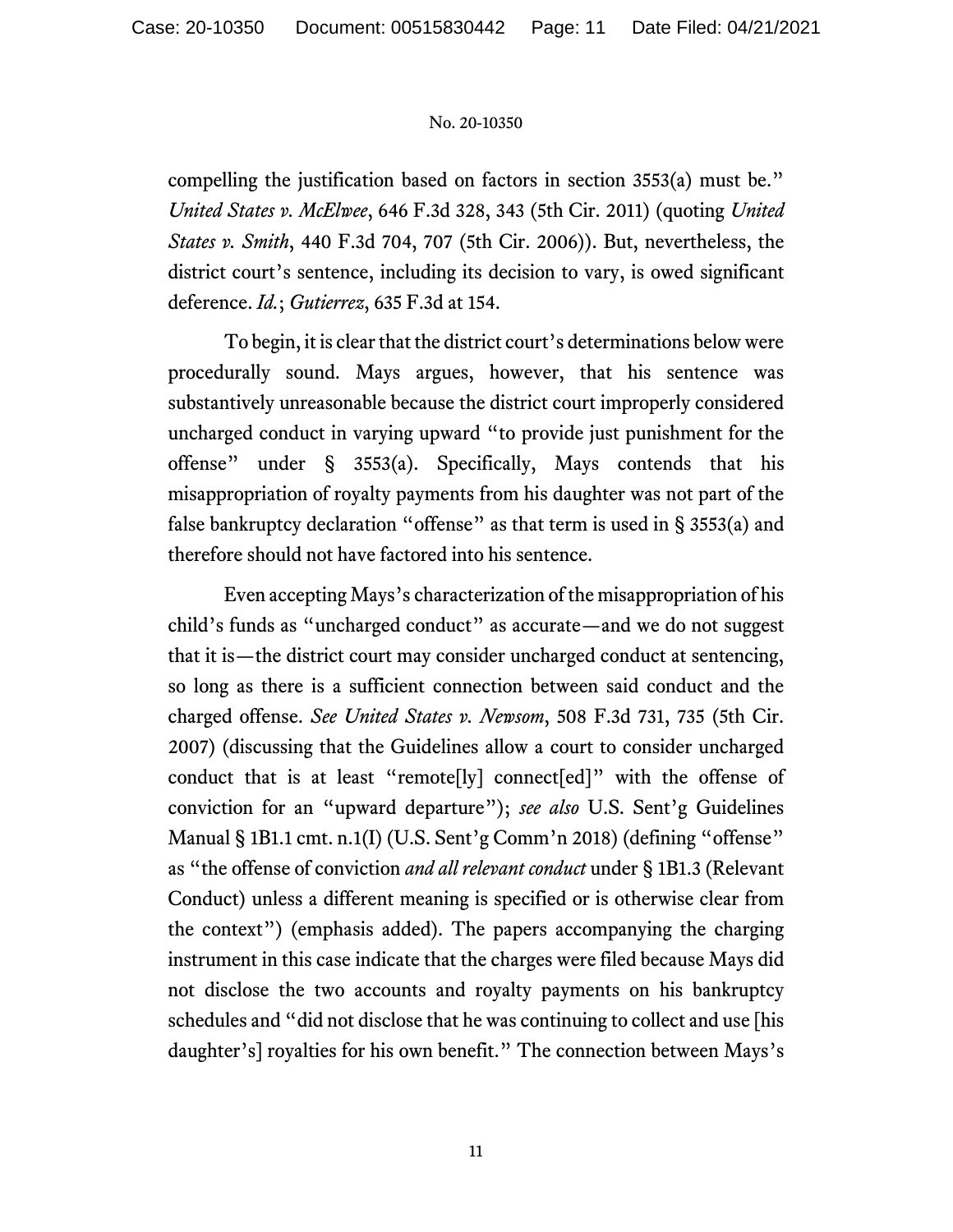compelling the justification based on factors in section 3553(a) must be." *United States v. McElwee*, 646 F.3d 328, 343 (5th Cir. 2011) (quoting *United States v. Smith*, 440 F.3d 704, 707 (5th Cir. 2006)). But, nevertheless, the district court's sentence, including its decision to vary, is owed significant deference. *Id.*; *Gutierrez*, 635 F.3d at 154.

To begin, it is clear that the district court's determinations below were procedurally sound. Mays argues, however, that his sentence was substantively unreasonable because the district court improperly considered uncharged conduct in varying upward "to provide just punishment for the offense" under § 3553(a). Specifically, Mays contends that his misappropriation of royalty payments from his daughter was not part of the false bankruptcy declaration "offense" as that term is used in § 3553(a) and therefore should not have factored into his sentence.

Even accepting Mays's characterization of the misappropriation of his child's funds as "uncharged conduct" as accurate—and we do not suggest that it is—the district court may consider uncharged conduct at sentencing, so long as there is a sufficient connection between said conduct and the charged offense. *See United States v. Newsom*, 508 F.3d 731, 735 (5th Cir. 2007) (discussing that the Guidelines allow a court to consider uncharged conduct that is at least "remote[ly] connect[ed]" with the offense of conviction for an "upward departure"); *see also* U.S. Sent'g Guidelines Manual § 1B1.1 cmt. n.1(I) (U.S. Sent'g Comm'n 2018) (defining "offense" as "the offense of conviction *and all relevant conduct* under § 1B1.3 (Relevant Conduct) unless a different meaning is specified or is otherwise clear from the context") (emphasis added). The papers accompanying the charging instrument in this case indicate that the charges were filed because Mays did not disclose the two accounts and royalty payments on his bankruptcy schedules and "did not disclose that he was continuing to collect and use [his daughter's] royalties for his own benefit." The connection between Mays's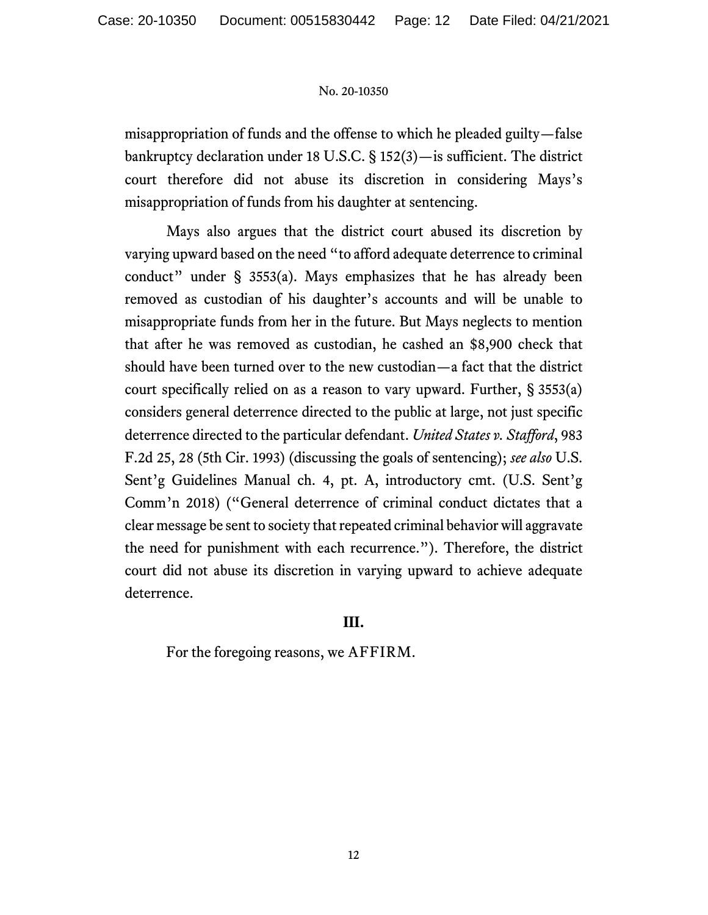misappropriation of funds and the offense to which he pleaded guilty—false bankruptcy declaration under 18 U.S.C. § 152(3)—is sufficient. The district court therefore did not abuse its discretion in considering Mays's misappropriation of funds from his daughter at sentencing.

Mays also argues that the district court abused its discretion by varying upward based on the need "to afford adequate deterrence to criminal conduct" under § 3553(a). Mays emphasizes that he has already been removed as custodian of his daughter's accounts and will be unable to misappropriate funds from her in the future. But Mays neglects to mention that after he was removed as custodian, he cashed an $8,900 check that should have been turned over to the new custodian—a fact that the district court specifically relied on as a reason to vary upward. Further, § 3553(a) considers general deterrence directed to the public at large, not just specific deterrence directed to the particular defendant. *United States v. Stafford*, 983 F.2d 25, 28 (5th Cir. 1993) (discussing the goals of sentencing); *see also* U.S. Sent'g Guidelines Manual ch. 4, pt. A, introductory cmt. (U.S. Sent'g Comm'n 2018) ("General deterrence of criminal conduct dictates that a clear message be sent to society that repeated criminal behavior will aggravate the need for punishment with each recurrence."). Therefore, the district court did not abuse its discretion in varying upward to achieve adequate deterrence.

## III.

For the foregoing reasons, we AFFIRM.